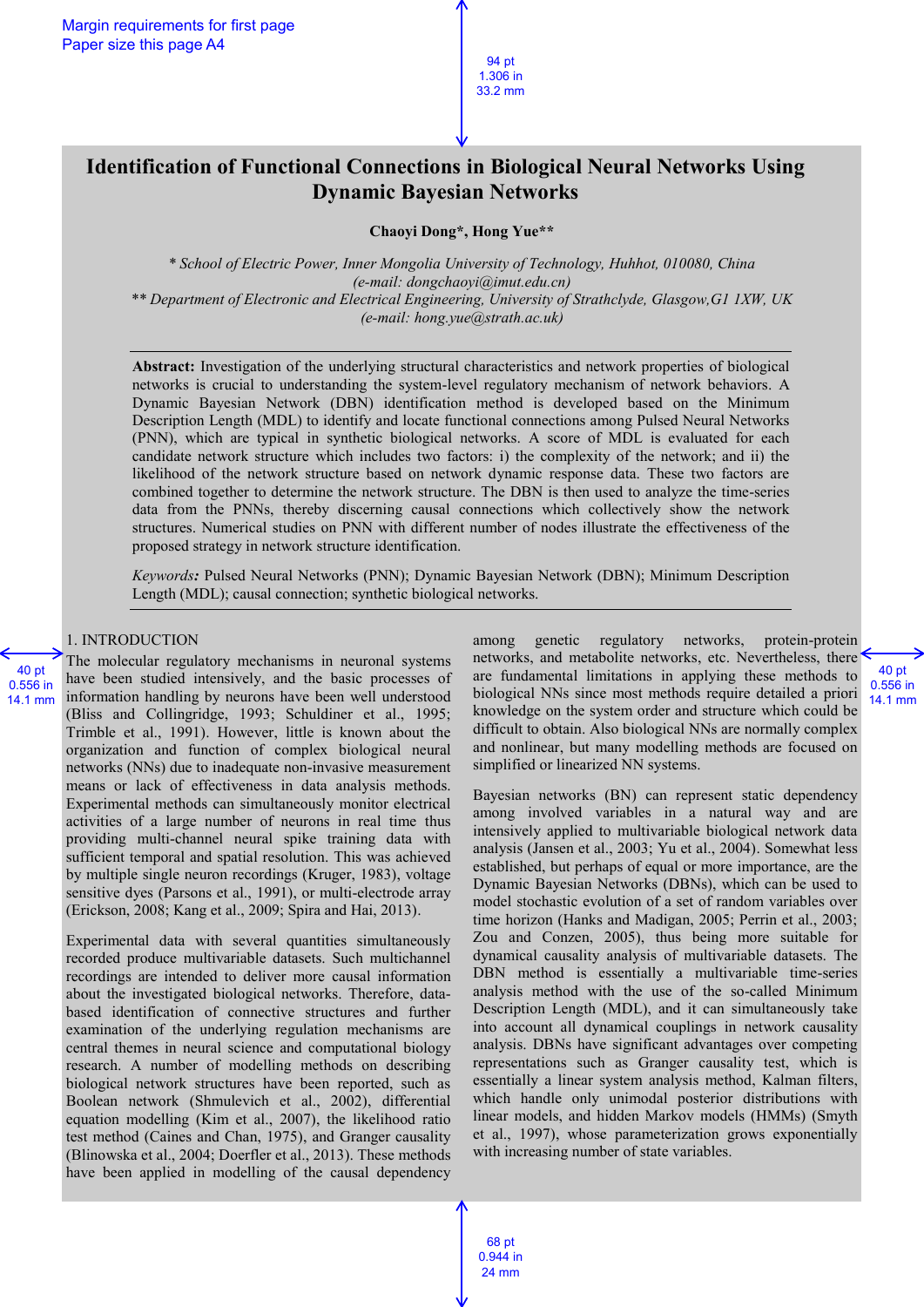# Identification of Functional Connections in Biological Neural Networks Using Dynamic Bayesian Networks

**Chaoyi Dong\*, Hong Yue\*\***

*\* School of Electric Power, Inner Mongolia University of Technology, Huhhot, 010080, China*
*(e-mail: dongchaoyi@imut.edu.cn)*
*\*\* Department of Electronic and Electrical Engineering, University of Strathclyde, Glasgow,G1 1XW, UK*
*(e-mail: hong.yue@strath.ac.uk)*

**Abstract:** Investigation of the underlying structural characteristics and network properties of biological networks is crucial to understanding the system-level regulatory mechanism of network behaviors. A Dynamic Bayesian Network (DBN) identification method is developed based on the Minimum Description Length (MDL) to identify and locate functional connections among Pulsed Neural Networks (PNN), which are typical in synthetic biological networks. A score of MDL is evaluated for each candidate network structure which includes two factors: i) the complexity of the network; and ii) the likelihood of the network structure based on network dynamic response data. These two factors are combined together to determine the network structure. The DBN is then used to analyze the time-series data from the PNNs, thereby discerning causal connections which collectively show the network structures. Numerical studies on PNN with different number of nodes illustrate the effectiveness of the proposed strategy in network structure identification.

*Keywords:* Pulsed Neural Networks (PNN); Dynamic Bayesian Network (DBN); Minimum Description Length (MDL); causal connection; synthetic biological networks.

## 1. INTRODUCTION

The molecular regulatory mechanisms in neuronal systems have been studied intensively, and the basic processes of information handling by neurons have been well understood (Bliss and Collingridge, 1993; Schuldiner et al., 1995; Trimble et al., 1991). However, little is known about the organization and function of complex biological neural networks (NNs) due to inadequate non-invasive measurement means or lack of effectiveness in data analysis methods. Experimental methods can simultaneously monitor electrical activities of a large number of neurons in real time thus providing multi-channel neural spike training data with sufficient temporal and spatial resolution. This was achieved by multiple single neuron recordings (Kruger, 1983), voltage sensitive dyes (Parsons et al., 1991), or multi-electrode array (Erickson, 2008; Kang et al., 2009; Spira and Hai, 2013).

Experimental data with several quantities simultaneously recorded produce multivariable datasets. Such multichannel recordings are intended to deliver more causal information about the investigated biological networks. Therefore, data-based identification of connective structures and further examination of the underlying regulation mechanisms are central themes in neural science and computational biology research. A number of modelling methods on describing biological network structures have been reported, such as Boolean network (Shmulevich et al., 2002), differential equation modelling (Kim et al., 2007), the likelihood ratio test method (Caines and Chan, 1975), and Granger causality (Blinowska et al., 2004; Doerfler et al., 2013). These methods have been applied in modelling of the causal dependency among genetic regulatory networks, protein-protein networks, and metabolite networks, etc. Nevertheless, there are fundamental limitations in applying these methods to biological NNs since most methods require detailed a priori knowledge on the system order and structure which could be difficult to obtain. Also biological NNs are normally complex and nonlinear, but many modelling methods are focused on simplified or linearized NN systems.

Bayesian networks (BN) can represent static dependency among involved variables in a natural way and are intensively applied to multivariable biological network data analysis (Jansen et al., 2003; Yu et al., 2004). Somewhat less established, but perhaps of equal or more importance, are the Dynamic Bayesian Networks (DBNs), which can be used to model stochastic evolution of a set of random variables over time horizon (Hanks and Madigan, 2005; Perrin et al., 2003; Zou and Conzen, 2005), thus being more suitable for dynamical causality analysis of multivariable datasets. The DBN method is essentially a multivariable time-series analysis method with the use of the so-called Minimum Description Length (MDL), and it can simultaneously take into account all dynamical couplings in network causality analysis. DBNs have significant advantages over competing representations such as Granger causality test, which is essentially a linear system analysis method, Kalman filters, which handle only unimodal posterior distributions with linear models, and hidden Markov models (HMMs) (Smyth et al., 1997), whose parameterization grows exponentially with increasing number of state variables.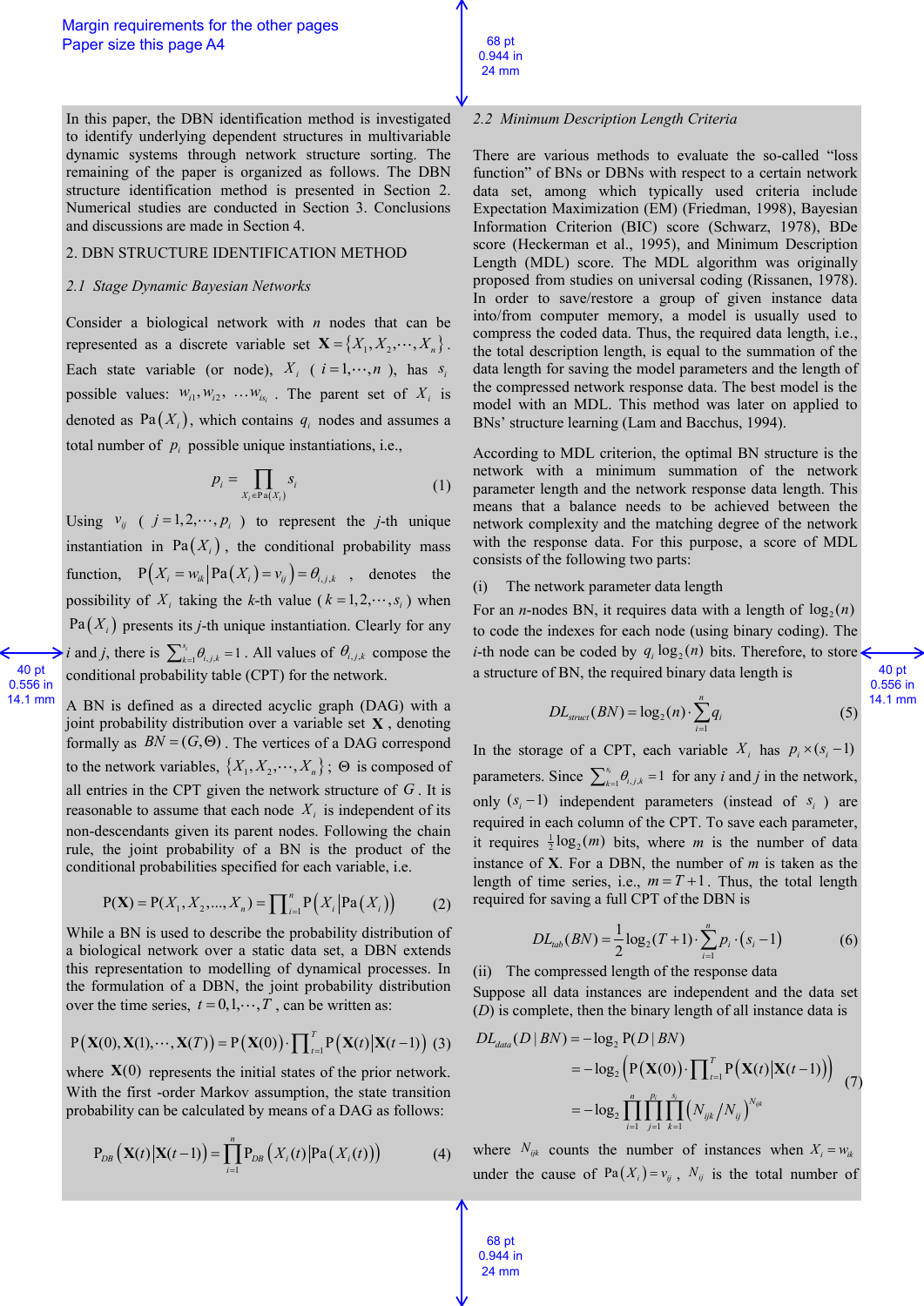In this paper, the DBN identification method is investigated to identify underlying dependent structures in multivariable dynamic systems through network structure sorting. The remaining of the paper is organized as follows. The DBN structure identification method is presented in Section 2. Numerical studies are conducted in Section 3. Conclusions and discussions are made in Section 4.

## 2. DBN STRUCTURE IDENTIFICATION METHOD

### *2.1 Stage Dynamic Bayesian Networks*

Consider a biological network with $n$ nodes that can be represented as a discrete variable set $\mathbf{X} = \{X_1, X_2, \cdots, X_n\}$. Each state variable (or node), $X_i$ ($i = 1, \cdots, n$), has $s_i$ possible values: $w_{i1}, w_{i2}, \cdots w_{is_i}$. The parent set of $X_i$ is denoted as $\mathrm{Pa}(X_i)$, which contains $q_i$ nodes and assumes a total number of $p_i$ possible unique instantiations, i.e.,

$$p_i = \prod_{X_i \in \mathrm{Pa}(X_i)} s_i \tag{1}$$

Using $v_{ij}$ ($j = 1, 2, \cdots, p_i$) to represent the $j$-th unique instantiation in $\mathrm{Pa}(X_i)$, the conditional probability mass function, $\mathrm{P}(X_i = w_{ik} | \mathrm{Pa}(X_i) = v_{ij}) = \theta_{i,j,k}$, denotes the possibility of $X_i$ taking the $k$-th value ($k = 1, 2, \cdots, s_i$) when $\mathrm{Pa}(X_i)$ presents its $j$-th unique instantiation. Clearly for any $i$ and $j$, there is $\sum_{k=1}^{s_i} \theta_{i,j,k} = 1$. All values of $\theta_{i,j,k}$ compose the conditional probability table (CPT) for the network.

A BN is defined as a directed acyclic graph (DAG) with a joint probability distribution over a variable set $\mathbf{X}$, denoting formally as $BN = (G, \Theta)$. The vertices of a DAG correspond to the network variables, $\{X_1, X_2, \cdots, X_n\}$; $\Theta$ is composed of all entries in the CPT given the network structure of $G$. It is reasonable to assume that each node $X_i$ is independent of its non-descendants given its parent nodes. Following the chain rule, the joint probability of a BN is the product of the conditional probabilities specified for each variable, i.e.

$$\mathrm{P}(\mathbf{X}) = \mathrm{P}(X_1, X_2, ..., X_n) = \prod_{i=1}^{n} \mathrm{P}(X_i | \mathrm{Pa}(X_i)) \tag{2}$$

While a BN is used to describe the probability distribution of a biological network over a static data set, a DBN extends this representation to modelling of dynamical processes. In the formulation of a DBN, the joint probability distribution over the time series, $t = 0, 1, \cdots, T$, can be written as:

$$\mathrm{P}(\mathbf{X}(0), \mathbf{X}(1), \cdots, \mathbf{X}(T)) = \mathrm{P}(\mathbf{X}(0)) \cdot \prod_{t=1}^{T} \mathrm{P}(\mathbf{X}(t) | \mathbf{X}(t-1)) \tag{3}$$

where $\mathbf{X}(0)$ represents the initial states of the prior network. With the first -order Markov assumption, the state transition probability can be calculated by means of a DAG as follows:

$$\mathrm{P}_{DB}(\mathbf{X}(t) | \mathbf{X}(t-1)) = \prod_{i=1}^{n} \mathrm{P}_{DB}(X_i(t) | \mathrm{Pa}(X_i(t))) \tag{4}$$

### *2.2 Minimum Description Length Criteria*

There are various methods to evaluate the so-called "loss function" of BNs or DBNs with respect to a certain network data set, among which typically used criteria include Expectation Maximization (EM) (Friedman, 1998), Bayesian Information Criterion (BIC) score (Schwarz, 1978), BDe score (Heckerman et al., 1995), and Minimum Description Length (MDL) score. The MDL algorithm was originally proposed from studies on universal coding (Rissanen, 1978). In order to save/restore a group of given instance data into/from computer memory, a model is usually used to compress the coded data. Thus, the required data length, i.e., the total description length, is equal to the summation of the data length for saving the model parameters and the length of the compressed network response data. The best model is the model with an MDL. This method was later on applied to BNs' structure learning (Lam and Bacchus, 1994).

According to MDL criterion, the optimal BN structure is the network with a minimum summation of the network parameter length and the network response data length. This means that a balance needs to be achieved between the network complexity and the matching degree of the network with the response data. For this purpose, a score of MDL consists of the following two parts:

(i) The network parameter data length

For an $n$-nodes BN, it requires data with a length of $\log_2(n)$ to code the indexes for each node (using binary coding). The $i$-th node can be coded by $q_i \log_2(n)$ bits. Therefore, to store a structure of BN, the required binary data length is

$$DL_{struct}(BN) = \log_2(n) \cdot \sum_{i=1}^{n} q_i \tag{5}$$

In the storage of a CPT, each variable $X_i$ has $p_i \times (s_i - 1)$ parameters. Since $\sum_{k=1}^{s_i} \theta_{i,j,k} = 1$ for any $i$ and $j$ in the network, only $(s_i - 1)$ independent parameters (instead of $s_i$) are required in each column of the CPT. To save each parameter, it requires $\frac{1}{2}\log_2(m)$ bits, where $m$ is the number of data instance of $\mathbf{X}$. For a DBN, the number of $m$ is taken as the length of time series, i.e., $m = T + 1$. Thus, the total length required for saving a full CPT of the DBN is

$$DL_{tab}(BN) = \frac{1}{2}\log_2(T+1) \cdot \sum_{i=1}^{n} p_i \cdot (s_i - 1) \tag{6}$$

(ii) The compressed length of the response data

Suppose all data instances are independent and the data set ($D$) is complete, then the binary length of all instance data is

$$\begin{aligned} DL_{data}(D | BN) &= -\log_2 \mathrm{P}(D | BN) \\ &= -\log_2 \left( \mathrm{P}(\mathbf{X}(0)) \cdot \prod_{t=1}^{T} \mathrm{P}(\mathbf{X}(t) | \mathbf{X}(t-1)) \right) \\ &= -\log_2 \prod_{i=1}^{n} \prod_{j=1}^{p_i} \prod_{k=1}^{s_i} \left( N_{ijk} / N_{ij} \right)^{N_{ijk}} \end{aligned} \tag{7}$$

where $N_{ijk}$ counts the number of instances when $X_i = w_{ik}$ under the cause of $\mathrm{Pa}(X_i) = v_{ij}$, $N_{ij}$ is the total number of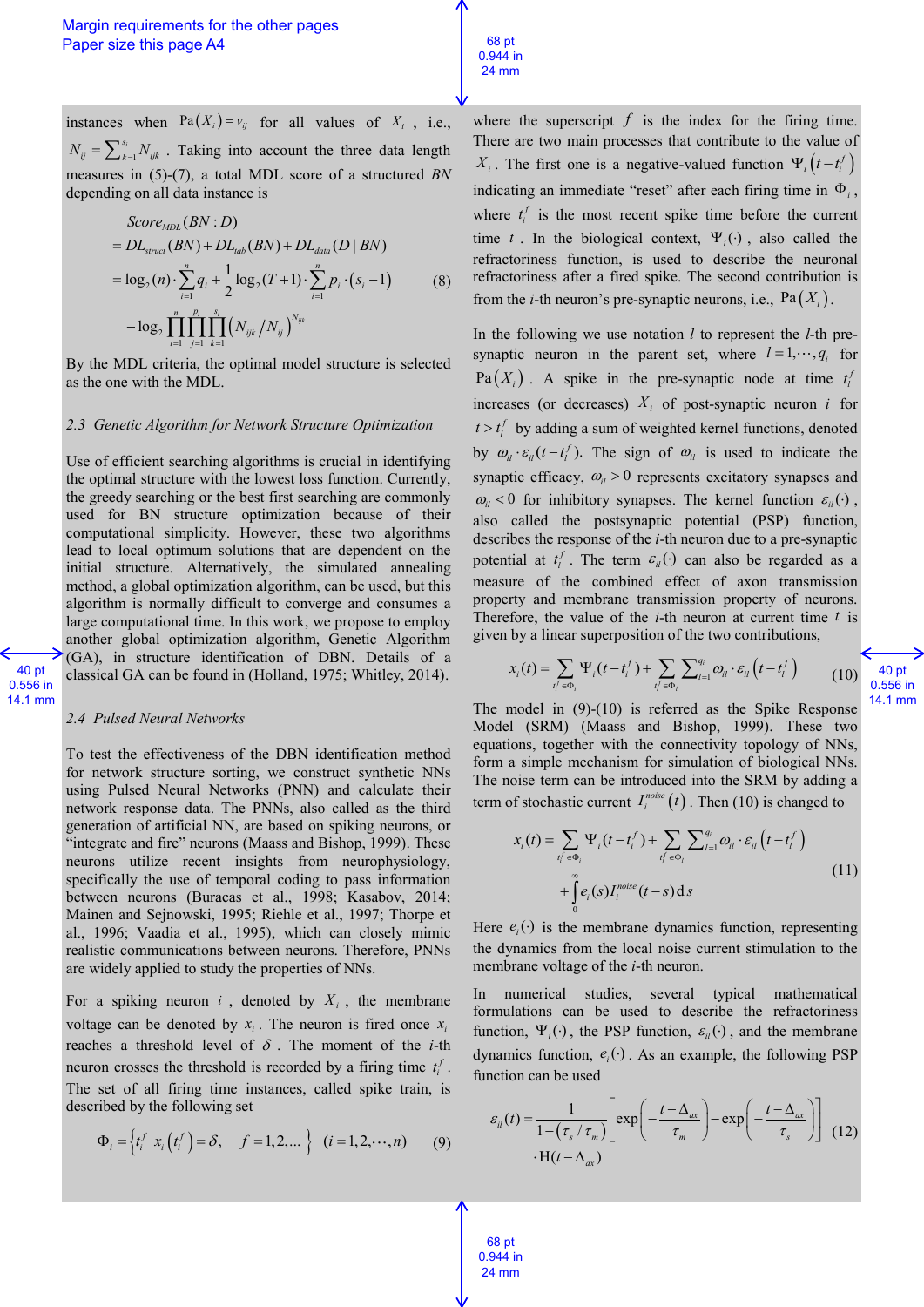instances when $\mathrm{Pa}(X_i) = v_{ij}$ for all values of $X_i$, i.e., $N_{ij} = \sum_{k=1}^{s_i} N_{ijk}$. Taking into account the three data length measures in (5)-(7), a total MDL score of a structured *BN* depending on all data instance is

$$
\begin{aligned}
& Score_{MDL}(BN:D) \\
&= DL_{struct}(BN) + DL_{tab}(BN) + DL_{data}(D \mid BN) \\
&= \log_2(n) \cdot \sum_{i=1}^{n} q_i + \frac{1}{2}\log_2(T+1) \cdot \sum_{i=1}^{n} p_i \cdot (s_i - 1) \\
&\quad - \log_2 \prod_{i=1}^{n} \prod_{j=1}^{p_i} \prod_{k=1}^{s_i} \left( N_{ijk} / N_{ij} \right)^{N_{ijk}}
\end{aligned}
\tag{8}
$$

By the MDL criteria, the optimal model structure is selected as the one with the MDL.

### 2.3 Genetic Algorithm for Network Structure Optimization

Use of efficient searching algorithms is crucial in identifying the optimal structure with the lowest loss function. Currently, the greedy searching or the best first searching are commonly used for BN structure optimization because of their computational simplicity. However, these two algorithms lead to local optimum solutions that are dependent on the initial structure. Alternatively, the simulated annealing method, a global optimization algorithm, can be used, but this algorithm is normally difficult to converge and consumes a large computational time. In this work, we propose to employ another global optimization algorithm, Genetic Algorithm (GA), in structure identification of DBN. Details of a classical GA can be found in (Holland, 1975; Whitley, 2014).

### 2.4 Pulsed Neural Networks

To test the effectiveness of the DBN identification method for network structure sorting, we construct synthetic NNs using Pulsed Neural Networks (PNN) and calculate their network response data. The PNNs, also called as the third generation of artificial NN, are based on spiking neurons, or "integrate and fire" neurons (Maass and Bishop, 1999). These neurons utilize recent insights from neurophysiology, specifically the use of temporal coding to pass information between neurons (Buracas et al., 1998; Kasabov, 2014; Mainen and Sejnowski, 1995; Riehle et al., 1997; Thorpe et al., 1996; Vaadia et al., 1995), which can closely mimic realistic communications between neurons. Therefore, PNNs are widely applied to study the properties of NNs.

For a spiking neuron $i$, denoted by $X_i$, the membrane voltage can be denoted by $x_i$. The neuron is fired once $x_i$ reaches a threshold level of $\delta$. The moment of the $i$-th neuron crosses the threshold is recorded by a firing time $t_i^f$. The set of all firing time instances, called spike train, is described by the following set

$$
\Phi_i = \left\{ t_i^f \,\middle|\, x_i\left(t_i^f\right) = \delta, \quad f = 1, 2, \ldots \right\} \quad (i = 1, 2, \cdots, n) \tag{9}
$$

where the superscript $f$ is the index for the firing time. There are two main processes that contribute to the value of $X_i$. The first one is a negative-valued function $\Psi_i\left(t - t_i^f\right)$ indicating an immediate "reset" after each firing time in $\Phi_i$, where $t_i^f$ is the most recent spike time before the current time $t$. In the biological context, $\Psi_i(\cdot)$, also called the refractoriness function, is used to describe the neuronal refractoriness after a fired spike. The second contribution is from the $i$-th neuron's pre-synaptic neurons, i.e., $\mathrm{Pa}(X_i)$.

In the following we use notation $l$ to represent the $l$-th pre-synaptic neuron in the parent set, where $l = 1, \cdots, q_i$ for $\mathrm{Pa}(X_i)$. A spike in the pre-synaptic node at time $t_l^f$ increases (or decreases) $X_i$ of post-synaptic neuron $i$ for $t > t_l^f$ by adding a sum of weighted kernel functions, denoted by $\omega_{il} \cdot \varepsilon_{il}(t - t_l^f)$. The sign of $\omega_{il}$ is used to indicate the synaptic efficacy, $\omega_{il} > 0$ represents excitatory synapses and $\omega_{il} < 0$ for inhibitory synapses. The kernel function $\varepsilon_{il}(\cdot)$, also called the postsynaptic potential (PSP) function, describes the response of the $i$-th neuron due to a pre-synaptic potential at $t_l^f$. The term $\varepsilon_{il}(\cdot)$ can also be regarded as a measure of the combined effect of axon transmission property and membrane transmission property of neurons. Therefore, the value of the $i$-th neuron at current time $t$ is given by a linear superposition of the two contributions,

$$
x_i(t) = \sum_{t_i^f \in \Phi_i} \Psi_i(t - t_i^f) + \sum_{t_l^f \in \Phi_l} \sum_{l=1}^{q_i} \omega_{il} \cdot \varepsilon_{il}\left(t - t_l^f\right) \tag{10}
$$

The model in (9)-(10) is referred as the Spike Response Model (SRM) (Maass and Bishop, 1999). These two equations, together with the connectivity topology of NNs, form a simple mechanism for simulation of biological NNs. The noise term can be introduced into the SRM by adding a term of stochastic current $I_i^{noise}(t)$. Then (10) is changed to

$$
\begin{aligned}
x_i(t) = & \sum_{t_i^f \in \Phi_i} \Psi_i(t - t_i^f) + \sum_{t_l^f \in \Phi_l} \sum_{l=1}^{q_i} \omega_{il} \cdot \varepsilon_{il}\left(t - t_l^f\right) \\
& + \int_0^{\infty} e_i(s) I_i^{noise}(t - s)\, \mathrm{d}s
\end{aligned}
\tag{11}
$$

Here $e_i(\cdot)$ is the membrane dynamics function, representing the dynamics from the local noise current stimulation to the membrane voltage of the $i$-th neuron.

In numerical studies, several typical mathematical formulations can be used to describe the refractoriness function, $\Psi_i(\cdot)$, the PSP function, $\varepsilon_{il}(\cdot)$, and the membrane dynamics function, $e_i(\cdot)$. As an example, the following PSP function can be used

$$
\begin{aligned}
\varepsilon_{il}(t) = & \frac{1}{1 - (\tau_s / \tau_m)} \left[ \exp\left( -\frac{t - \Delta_{ax}}{\tau_m} \right) - \exp\left( -\frac{t - \Delta_{ax}}{\tau_s} \right) \right] \\
& \cdot \mathrm{H}(t - \Delta_{ax})
\end{aligned}
\tag{12}
$$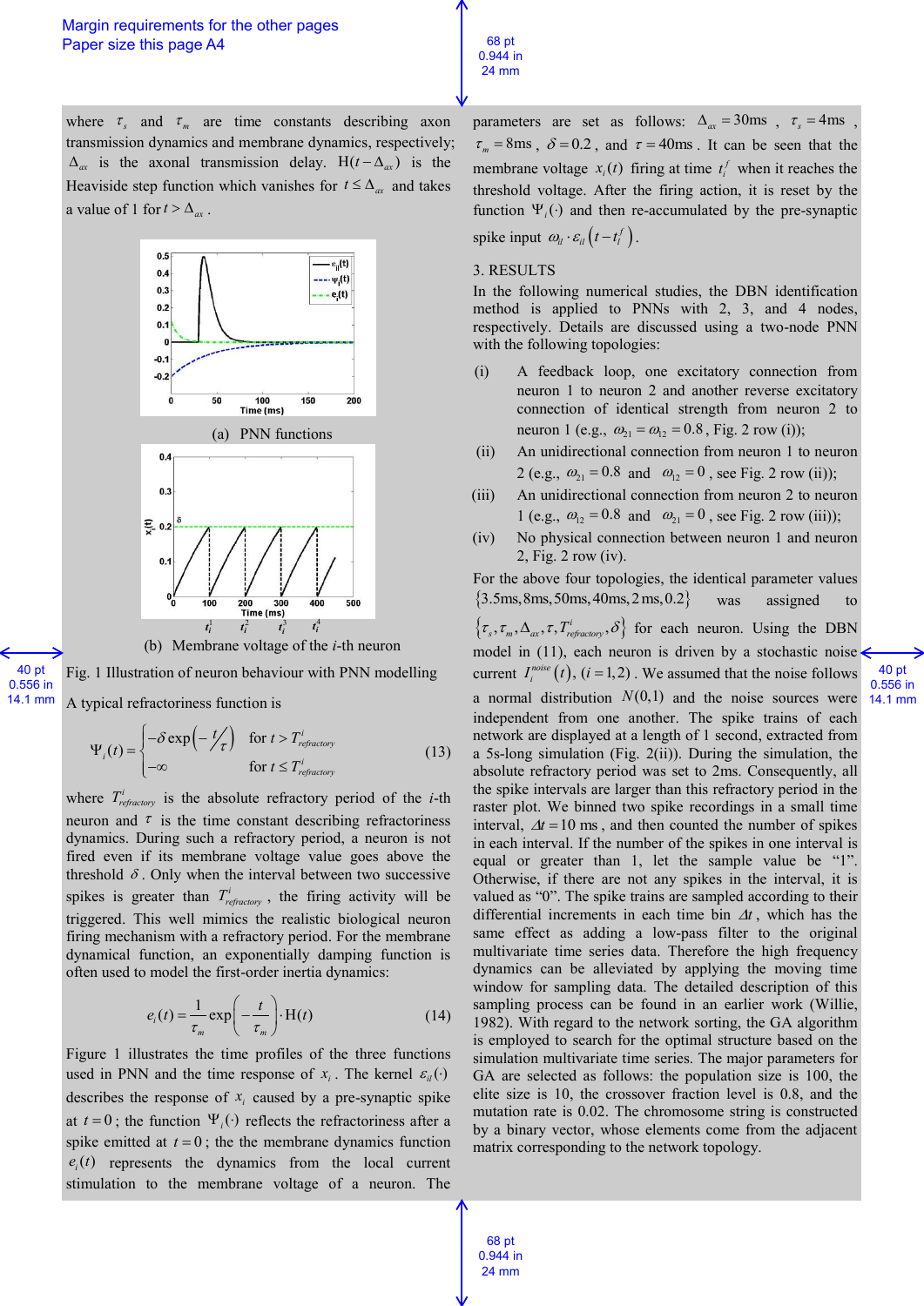where $\tau_s$ and $\tau_m$ are time constants describing axon transmission dynamics and membrane dynamics, respectively; $\Delta_{ax}$ is the axonal transmission delay. $\mathrm{H}(t-\Delta_{ax})$ is the Heaviside step function which vanishes for $t \le \Delta_{ax}$ and takes a value of 1 for $t > \Delta_{ax}$.

(a) PNN functions

(b) Membrane voltage of the $i$-th neuron

Fig. 1 Illustration of neuron behaviour with PNN modelling

A typical refractoriness function is

$$\Psi_i(t) = \begin{cases} -\delta \exp\left(-t/\tau\right) & \text{for } t > T^i_{refractory} \\ -\infty & \text{for } t \le T^i_{refractory} \end{cases} \qquad (13)$$

where $T^i_{refractory}$ is the absolute refractory period of the $i$-th neuron and $\tau$ is the time constant describing refractoriness dynamics. During such a refractory period, a neuron is not fired even if its membrane voltage value goes above the threshold $\delta$. Only when the interval between two successive spikes is greater than $T^i_{refractory}$, the firing activity will be triggered. This well mimics the realistic biological neuron firing mechanism with a refractory period. For the membrane dynamical function, an exponentially damping function is often used to model the first-order inertia dynamics:

$$e_i(t) = \frac{1}{\tau_m}\exp\left(-\frac{t}{\tau_m}\right)\cdot \mathrm{H}(t) \qquad (14)$$

Figure 1 illustrates the time profiles of the three functions used in PNN and the time response of $x_i$. The kernel $\varepsilon_{il}(\cdot)$ describes the response of $x_i$ caused by a pre-synaptic spike at $t=0$; the function $\Psi_i(\cdot)$ reflects the refractoriness after a spike emitted at $t=0$; the the membrane dynamics function $e_i(t)$ represents the dynamics from the local current stimulation to the membrane voltage of a neuron. The parameters are set as follows: $\Delta_{ax}=30\text{ms}$, $\tau_s = 4\text{ms}$, $\tau_m = 8\text{ms}$, $\delta = 0.2$, and $\tau = 40\text{ms}$. It can be seen that the membrane voltage $x_i(t)$ firing at time $t^f_i$ when it reaches the threshold voltage. After the firing action, it is reset by the function $\Psi_i(\cdot)$ and then re-accumulated by the pre-synaptic spike input $\omega_{il}\cdot\varepsilon_{il}\left(t-t^f_l\right)$.

## 3. RESULTS

In the following numerical studies, the DBN identification method is applied to PNNs with 2, 3, and 4 nodes, respectively. Details are discussed using a two-node PNN with the following topologies:

(i) A feedback loop, one excitatory connection from neuron 1 to neuron 2 and another reverse excitatory connection of identical strength from neuron 2 to neuron 1 (e.g., $\omega_{21}=\omega_{12}=0.8$, Fig. 2 row (i));

(ii) An unidirectional connection from neuron 1 to neuron 2 (e.g., $\omega_{21}=0.8$ and $\omega_{12}=0$, see Fig. 2 row (ii));

(iii) An unidirectional connection from neuron 2 to neuron 1 (e.g., $\omega_{12}=0.8$ and $\omega_{21}=0$, see Fig. 2 row (iii));

(iv) No physical connection between neuron 1 and neuron 2, Fig. 2 row (iv).

For the above four topologies, the identical parameter values $\{3.5\text{ms}, 8\text{ms}, 50\text{ms}, 40\text{ms}, 2\text{ ms}, 0.2\}$ was assigned to $\{\tau_s, \tau_m, \Delta_{ax}, \tau, T^i_{refractory}, \delta\}$ for each neuron. Using the DBN model in (11), each neuron is driven by a stochastic noise current $I^{noise}_i(t)$, $(i=1,2)$. We assumed that the noise follows a normal distribution $N(0,1)$ and the noise sources were independent from one another. The spike trains of each network are displayed at a length of 1 second, extracted from a 5s-long simulation (Fig. 2(ii)). During the simulation, the absolute refractory period was set to 2ms. Consequently, all the spike intervals are larger than this refractory period in the raster plot. We binned two spike recordings in a small time interval, $\Delta t = 10$ ms, and then counted the number of spikes in each interval. If the number of the spikes in one interval is equal or greater than 1, let the sample value be "1". Otherwise, if there are not any spikes in the interval, it is valued as "0". The spike trains are sampled according to their differential increments in each time bin $\Delta t$, which has the same effect as adding a low-pass filter to the original multivariate time series data. Therefore the high frequency dynamics can be alleviated by applying the moving time window for sampling data. The detailed description of this sampling process can be found in an earlier work (Willie, 1982). With regard to the network sorting, the GA algorithm is employed to search for the optimal structure based on the simulation multivariate time series. The major parameters for GA are selected as follows: the population size is 100, the elite size is 10, the crossover fraction level is 0.8, and the mutation rate is 0.02. The chromosome string is constructed by a binary vector, whose elements come from the adjacent matrix corresponding to the network topology.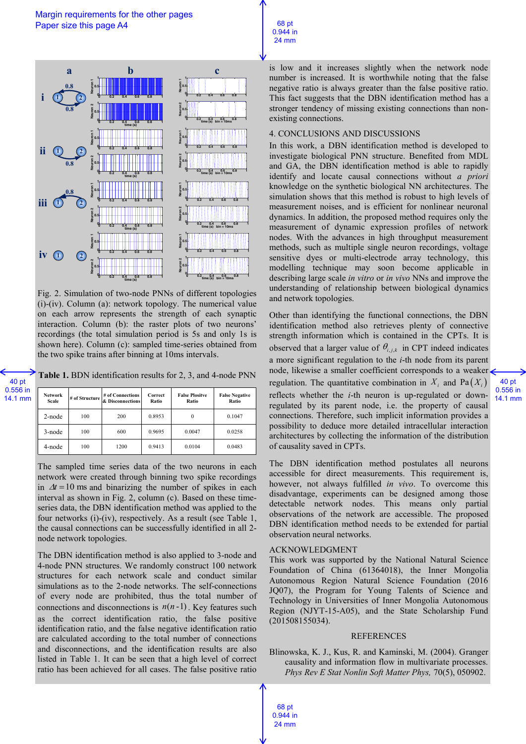Fig. 2. Simulation of two-node PNNs of different topologies (i)-(iv). Column (a): network topology. The numerical value on each arrow represents the strength of each synaptic interaction. Column (b): the raster plots of each neurons' recordings (the total simulation period is 5s and only 1s is shown here). Column (c): sampled time-series obtained from the two spike trains after binning at 10ms intervals.

**Table 1.** BDN identification results for 2, 3, and 4-node PNN

| Network Scale | # of Structure | # of Connections & Disconnections | Correct Ratio | False Plositve Ratio | False Negative Ratio |
|---|---|---|---|---|---|
| 2-node | 100 | 200 | 0.8953 | 0 | 0.1047 |
| 3-node | 100 | 600 | 0.9695 | 0.0047 | 0.0258 |
| 4-node | 100 | 1200 | 0.9413 | 0.0104 | 0.0483 |

The sampled time series data of the two neurons in each network were created through binning two spike recordings in $\Delta t = 10$ ms and binarizing the number of spikes in each interval as shown in Fig. 2, column (c). Based on these time-series data, the DBN identification method was applied to the four networks (i)-(iv), respectively. As a result (see Table 1, the causal connections can be successfully identified in all 2-node network topologies.

The DBN identification method is also applied to 3-node and 4-node PNN structures. We randomly construct 100 network structures for each network scale and conduct similar simulations as to the 2-node networks. The self-connections of every node are prohibited, thus the total number of connections and disconnections is $n(n-1)$. Key features such as the correct identification ratio, the false positive identification ratio, and the false negative identification ratio are calculated according to the total number of connections and disconnections, and the identification results are also listed in Table 1. It can be seen that a high level of correct ratio has been achieved for all cases. The false positive ratio is low and it increases slightly when the network node number is increased. It is worthwhile noting that the false negative ratio is always greater than the false positive ratio. This fact suggests that the DBN identification method has a stronger tendency of missing existing connections than non-existing connections.

## 4. CONCLUSIONS AND DISCUSSIONS

In this work, a DBN identification method is developed to investigate synthetic biological PNN structure. Benefited from MDL and GA, the DBN identification method is able to rapidly identify and locate causal connections without *a priori* knowledge on the synthetic biological NN architectures. The simulation shows that this method is robust to high levels of measurement noises, and is efficient for nonlinear neuronal dynamics. In addition, the proposed method requires only the measurement of dynamic expression profiles of network nodes. With the advances in high throughput measurement methods, such as multiple single neuron recordings, voltage sensitive dyes or multi-electrode array technology, this modelling technique may soon become applicable in describing large scale *in vitro* or *in vivo* NNs and improve the understanding of relationship between biological dynamics and network topologies.

Other than identifying the functional connections, the DBN identification method also retrieves plenty of connective strength information which is contained in the CPTs. It is observed that a larger value of $\theta_{i,j,k}$ in CPT indeed indicates a more significant regulation to the *i*-th node from its parent node, likewise a smaller coefficient corresponds to a weaker regulation. The quantitative combination in $X_i$ and $\mathrm{Pa}(X_i)$ reflects whether the *i*-th neuron is up-regulated or down-regulated by its parent node, i.e. the property of causal connections. Therefore, such implicit information provides a possibility to deduce more detailed intracellular interaction architectures by collecting the information of the distribution of causality saved in CPTs.

The DBN identification method postulates all neurons accessible for direct measurements. This requirement is, however, not always fulfilled *in vivo*. To overcome this disadvantage, experiments can be designed among those detectable network nodes. This means only partial observations of the network are accessible. The proposed DBN identification method needs to be extended for partial observation neural networks.

## ACKNOWLEDGMENT

This work was supported by the National Natural Science Foundation of China (61364018), the Inner Mongolia Autonomous Region Natural Science Foundation (2016 JQ07), the Program for Young Talents of Science and Technology in Universities of Inner Mongolia Autonomous Region (NJYT-15-A05), and the State Scholarship Fund (201508155034).

## REFERENCES

Blinowska, K. J., Kus, R. and Kaminski, M. (2004). Granger causality and information flow in multivariate processes. *Phys Rev E Stat Nonlin Soft Matter Phys,* 70(5), 050902.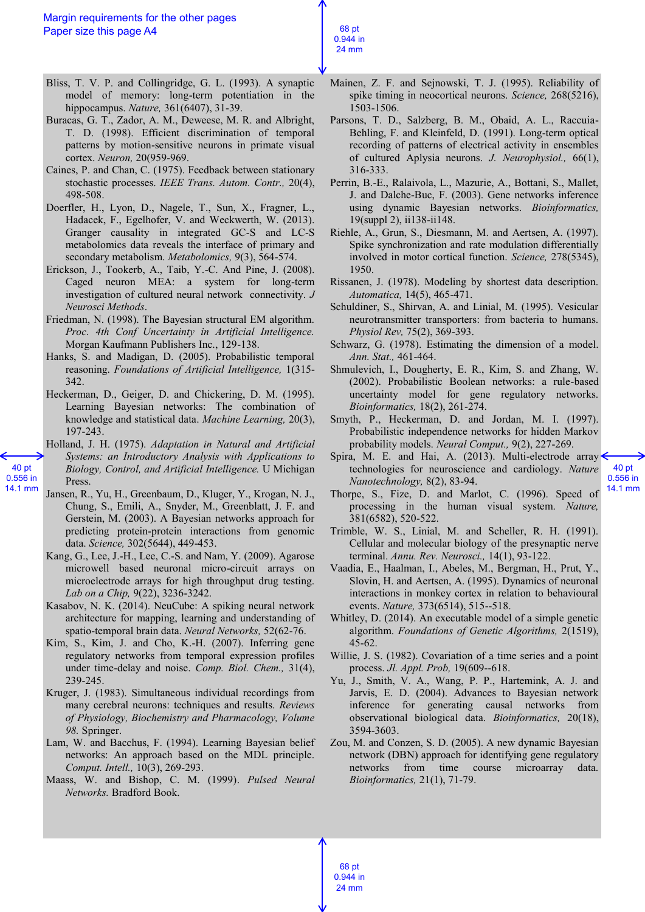Bliss, T. V. P. and Collingridge, G. L. (1993). A synaptic model of memory: long-term potentiation in the hippocampus. *Nature,* 361(6407), 31-39.

Buracas, G. T., Zador, A. M., Deweese, M. R. and Albright, T. D. (1998). Efficient discrimination of temporal patterns by motion-sensitive neurons in primate visual cortex. *Neuron,* 20(959-969.

Caines, P. and Chan, C. (1975). Feedback between stationary stochastic processes. *IEEE Trans. Autom. Contr.,* 20(4), 498-508.

Doerfler, H., Lyon, D., Nagele, T., Sun, X., Fragner, L., Hadacek, F., Egelhofer, V. and Weckwerth, W. (2013). Granger causality in integrated GC-S and LC-S metabolomics data reveals the interface of primary and secondary metabolism. *Metabolomics,* 9(3), 564-574.

Erickson, J., Tookerb, A., Taib, Y.-C. And Pine, J. (2008). Caged neuron MEA: a system for long-term investigation of cultured neural network connectivity. *J Neurosci Methods*.

Friedman, N. (1998). The Bayesian structural EM algorithm. *Proc. 4th Conf Uncertainty in Artificial Intelligence.* Morgan Kaufmann Publishers Inc., 129-138.

Hanks, S. and Madigan, D. (2005). Probabilistic temporal reasoning. *Foundations of Artificial Intelligence,* 1(315-342.

Heckerman, D., Geiger, D. and Chickering, D. M. (1995). Learning Bayesian networks: The combination of knowledge and statistical data. *Machine Learning,* 20(3), 197-243.

Holland, J. H. (1975). *Adaptation in Natural and Artificial Systems: an Introductory Analysis with Applications to Biology, Control, and Artificial Intelligence.* U Michigan Press.

Jansen, R., Yu, H., Greenbaum, D., Kluger, Y., Krogan, N. J., Chung, S., Emili, A., Snyder, M., Greenblatt, J. F. and Gerstein, M. (2003). A Bayesian networks approach for predicting protein-protein interactions from genomic data. *Science,* 302(5644), 449-453.

Kang, G., Lee, J.-H., Lee, C.-S. and Nam, Y. (2009). Agarose microwell based neuronal micro-circuit arrays on microelectrode arrays for high throughput drug testing. *Lab on a Chip,* 9(22), 3236-3242.

Kasabov, N. K. (2014). NeuCube: A spiking neural network architecture for mapping, learning and understanding of spatio-temporal brain data. *Neural Networks,* 52(62-76.

Kim, S., Kim, J. and Cho, K.-H. (2007). Inferring gene regulatory networks from temporal expression profiles under time-delay and noise. *Comp. Biol. Chem.,* 31(4), 239-245.

Kruger, J. (1983). Simultaneous individual recordings from many cerebral neurons: techniques and results. *Reviews of Physiology, Biochemistry and Pharmacology, Volume 98.* Springer.

Lam, W. and Bacchus, F. (1994). Learning Bayesian belief networks: An approach based on the MDL principle. *Comput. Intell.,* 10(3), 269-293.

Maass, W. and Bishop, C. M. (1999). *Pulsed Neural Networks.* Bradford Book.

Mainen, Z. F. and Sejnowski, T. J. (1995). Reliability of spike timing in neocortical neurons. *Science,* 268(5216), 1503-1506.

Parsons, T. D., Salzberg, B. M., Obaid, A. L., Raccuia-Behling, F. and Kleinfeld, D. (1991). Long-term optical recording of patterns of electrical activity in ensembles of cultured Aplysia neurons. *J. Neurophysiol.,* 66(1), 316-333.

Perrin, B.-E., Ralaivola, L., Mazurie, A., Bottani, S., Mallet, J. and Dalche-Buc, F. (2003). Gene networks inference using dynamic Bayesian networks. *Bioinformatics,* 19(suppl 2), ii138-ii148.

Riehle, A., Grun, S., Diesmann, M. and Aertsen, A. (1997). Spike synchronization and rate modulation differentially involved in motor cortical function. *Science,* 278(5345), 1950.

Rissanen, J. (1978). Modeling by shortest data description. *Automatica,* 14(5), 465-471.

Schuldiner, S., Shirvan, A. and Linial, M. (1995). Vesicular neurotransmitter transporters: from bacteria to humans. *Physiol Rev,* 75(2), 369-393.

Schwarz, G. (1978). Estimating the dimension of a model. *Ann. Stat.,* 461-464.

Shmulevich, I., Dougherty, E. R., Kim, S. and Zhang, W. (2002). Probabilistic Boolean networks: a rule-based uncertainty model for gene regulatory networks. *Bioinformatics,* 18(2), 261-274.

Smyth, P., Heckerman, D. and Jordan, M. I. (1997). Probabilistic independence networks for hidden Markov probability models. *Neural Comput.,* 9(2), 227-269.

Spira, M. E. and Hai, A. (2013). Multi-electrode array technologies for neuroscience and cardiology. *Nature Nanotechnology,* 8(2), 83-94.

Thorpe, S., Fize, D. and Marlot, C. (1996). Speed of processing in the human visual system. *Nature,* 381(6582), 520-522.

Trimble, W. S., Linial, M. and Scheller, R. H. (1991). Cellular and molecular biology of the presynaptic nerve terminal. *Annu. Rev. Neurosci.,* 14(1), 93-122.

Vaadia, E., Haalman, I., Abeles, M., Bergman, H., Prut, Y., Slovin, H. and Aertsen, A. (1995). Dynamics of neuronal interactions in monkey cortex in relation to behavioural events. *Nature,* 373(6514), 515--518.

Whitley, D. (2014). An executable model of a simple genetic algorithm. *Foundations of Genetic Algorithms,* 2(1519), 45-62.

Willie, J. S. (1982). Covariation of a time series and a point process. *Jl. Appl. Prob,* 19(609--618.

Yu, J., Smith, V. A., Wang, P. P., Hartemink, A. J. and Jarvis, E. D. (2004). Advances to Bayesian network inference for generating causal networks from observational biological data. *Bioinformatics,* 20(18), 3594-3603.

Zou, M. and Conzen, S. D. (2005). A new dynamic Bayesian network (DBN) approach for identifying gene regulatory networks from time course microarray data. *Bioinformatics,* 21(1), 71-79.